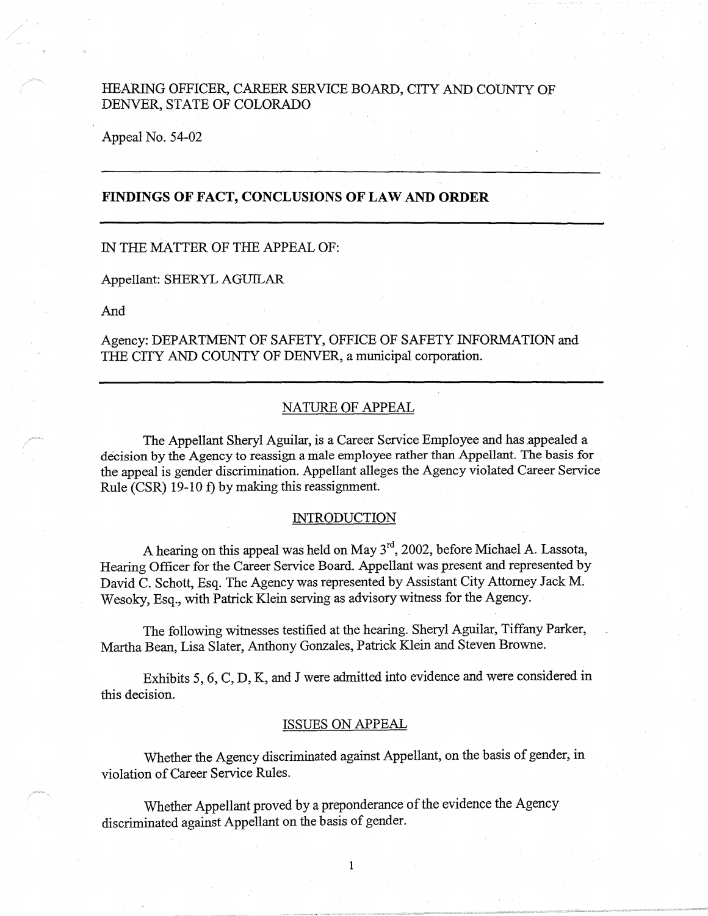HEARING OFFICER, CAREER SERVICE BOARD, CITY AND COUNTY OF DENVER, STATE OF COLORADO

Appeal No. 54-02

---

## FINDINGS OF FACT, CONCLUSIONS OF LAW AND ORDER

---

IN THE MATTER OF THE APPEAL OF:

Appellant: SHERYL AGUILAR

And

Agency: DEPARTMENT OF SAFETY, OFFICE OF SAFETY INFORMATION and THE CITY AND COUNTY OF DENVER, a municipal corporation.

---

### NATURE OF APPEAL

The Appellant Sheryl Aguilar, is a Career Service Employee and has appealed a decision by the Agency to reassign a male employee rather than Appellant. The basis for the appeal is gender discrimination. Appellant alleges the Agency violated Career Service Rule (CSR) 19-10 f) by making this reassignment.

### INTRODUCTION

A hearing on this appeal was held on May 3rd, 2002, before Michael A. Lassota, Hearing Officer for the Career Service Board. Appellant was present and represented by David C. Schott, Esq. The Agency was represented by Assistant City Attorney Jack M. Wesoky, Esq., with Patrick Klein serving as advisory witness for the Agency.

The following witnesses testified at the hearing. Sheryl Aguilar, Tiffany Parker, Martha Bean, Lisa Slater, Anthony Gonzales, Patrick Klein and Steven Browne.

Exhibits 5, 6, C, D, K, and J were admitted into evidence and were considered in this decision.

### ISSUES ON APPEAL

Whether the Agency discriminated against Appellant, on the basis of gender, in violation of Career Service Rules.

Whether Appellant proved by a preponderance of the evidence the Agency discriminated against Appellant on the basis of gender.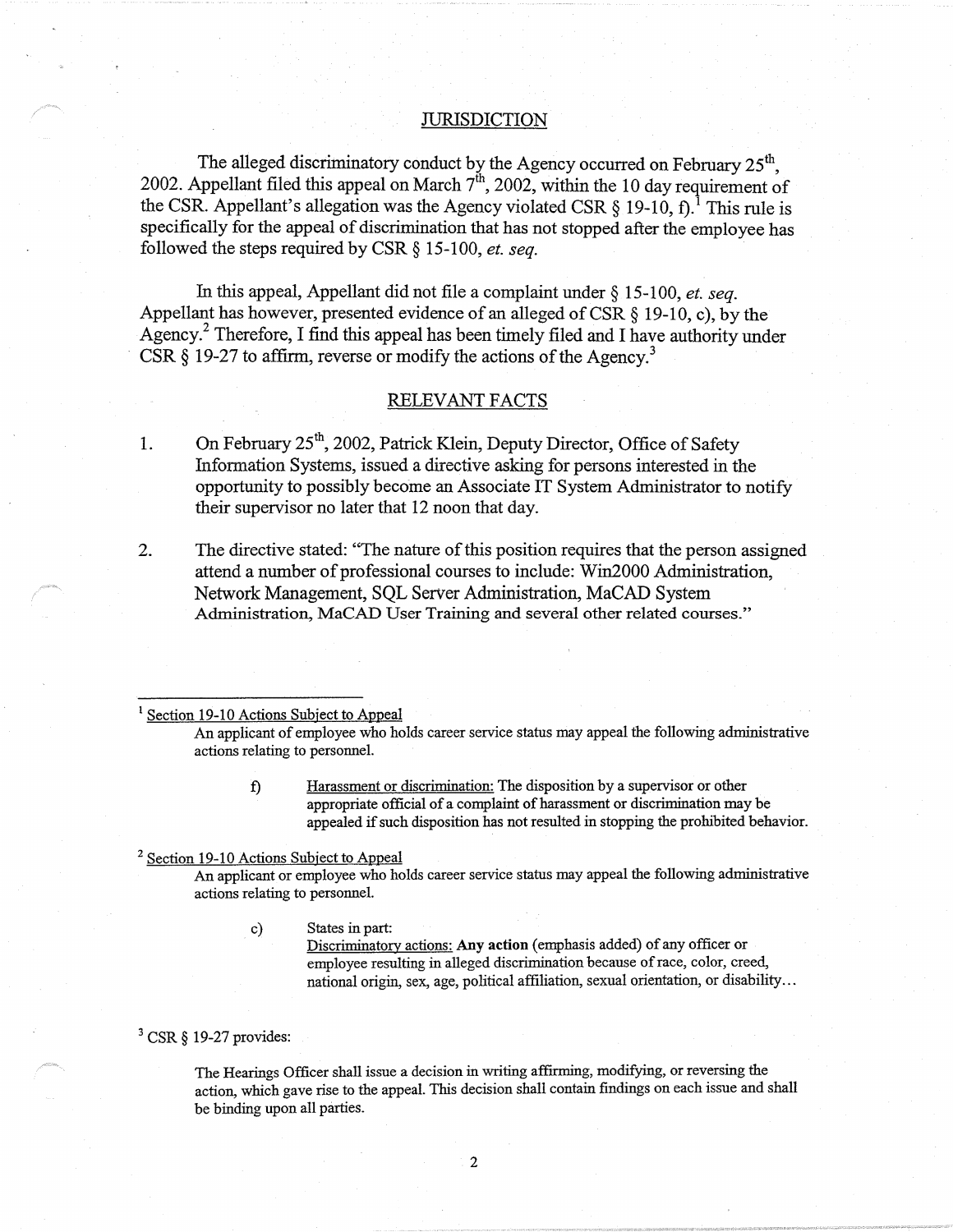## JURISDICTION

The alleged discriminatory conduct by the Agency occurred on February 25th, 2002. Appellant filed this appeal on March 7th, 2002, within the 10 day requirement of the CSR. Appellant's allegation was the Agency violated CSR § 19-10, f).[1] This rule is specifically for the appeal of discrimination that has not stopped after the employee has followed the steps required by CSR § 15-100, *et. seq.*

In this appeal, Appellant did not file a complaint under § 15-100, *et. seq.* Appellant has however, presented evidence of an alleged of CSR § 19-10, c), by the Agency.[2] Therefore, I find this appeal has been timely filed and I have authority under CSR § 19-27 to affirm, reverse or modify the actions of the Agency.[3]

## RELEVANT FACTS

1. On February 25th, 2002, Patrick Klein, Deputy Director, Office of Safety Information Systems, issued a directive asking for persons interested in the opportunity to possibly become an Associate IT System Administrator to notify their supervisor no later that 12 noon that day.

2. The directive stated: "The nature of this position requires that the person assigned attend a number of professional courses to include: Win2000 Administration, Network Management, SQL Server Administration, MaCAD System Administration, MaCAD User Training and several other related courses."

---

[1] Section 19-10 Actions Subject to Appeal

An applicant of employee who holds career service status may appeal the following administrative actions relating to personnel.

> f) Harassment or discrimination: The disposition by a supervisor or other appropriate official of a complaint of harassment or discrimination may be appealed if such disposition has not resulted in stopping the prohibited behavior.

[2] Section 19-10 Actions Subject to Appeal

An applicant or employee who holds career service status may appeal the following administrative actions relating to personnel.

> c) States in part:
> Discriminatory actions: **Any action** (emphasis added) of any officer or employee resulting in alleged discrimination because of race, color, creed, national origin, sex, age, political affiliation, sexual orientation, or disability...

[3] CSR § 19-27 provides:

> The Hearings Officer shall issue a decision in writing affirming, modifying, or reversing the action, which gave rise to the appeal. This decision shall contain findings on each issue and shall be binding upon all parties.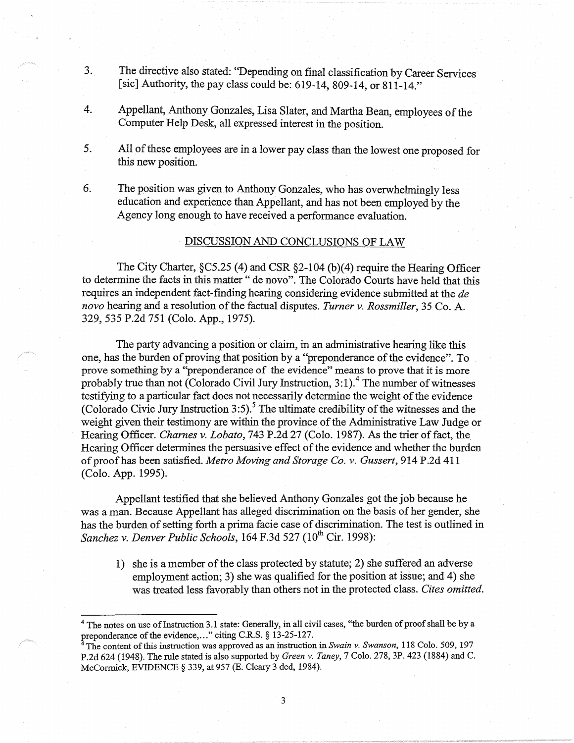3. The directive also stated: "Depending on final classification by Career Services [sic] Authority, the pay class could be: 619-14, 809-14, or 811-14."

4. Appellant, Anthony Gonzales, Lisa Slater, and Martha Bean, employees of the Computer Help Desk, all expressed interest in the position.

5. All of these employees are in a lower pay class than the lowest one proposed for this new position.

6. The position was given to Anthony Gonzales, who has overwhelmingly less education and experience than Appellant, and has not been employed by the Agency long enough to have received a performance evaluation.

## DISCUSSION AND CONCLUSIONS OF LAW

The City Charter, §C5.25 (4) and CSR §2-104 (b)(4) require the Hearing Officer to determine the facts in this matter " de novo". The Colorado Courts have held that this requires an independent fact-finding hearing considering evidence submitted at the *de novo* hearing and a resolution of the factual disputes. *Turner v. Rossmiller*, 35 Co. A. 329, 535 P.2d 751 (Colo. App., 1975).

The party advancing a position or claim, in an administrative hearing like this one, has the burden of proving that position by a "preponderance of the evidence". To prove something by a "preponderance of the evidence" means to prove that it is more probably true than not (Colorado Civil Jury Instruction, 3:1).[4] The number of witnesses testifying to a particular fact does not necessarily determine the weight of the evidence (Colorado Civic Jury Instruction 3:5).[5] The ultimate credibility of the witnesses and the weight given their testimony are within the province of the Administrative Law Judge or Hearing Officer. *Charnes v. Lobato*, 743 P.2d 27 (Colo. 1987). As the trier of fact, the Hearing Officer determines the persuasive effect of the evidence and whether the burden of proof has been satisfied. *Metro Moving and Storage Co. v. Gussert*, 914 P.2d 411 (Colo. App. 1995).

Appellant testified that she believed Anthony Gonzales got the job because he was a man. Because Appellant has alleged discrimination on the basis of her gender, she has the burden of setting forth a prima facie case of discrimination. The test is outlined in *Sanchez v. Denver Public Schools*, 164 F.3d 527 (10th Cir. 1998):

> 1) she is a member of the class protected by statute; 2) she suffered an adverse employment action; 3) she was qualified for the position at issue; and 4) she was treated less favorably than others not in the protected class. *Cites omitted.*

---

[4] The notes on use of Instruction 3.1 state: Generally, in all civil cases, "the burden of proof shall be by a preponderance of the evidence,..." citing C.R.S. § 13-25-127.

[4] The content of this instruction was approved as an instruction in *Swain v. Swanson*, 118 Colo. 509, 197 P.2d 624 (1948). The rule stated is also supported by *Green v. Taney*, 7 Colo. 278, 3P. 423 (1884) and C. McCormick, EVIDENCE § 339, at 957 (E. Cleary 3 ded, 1984).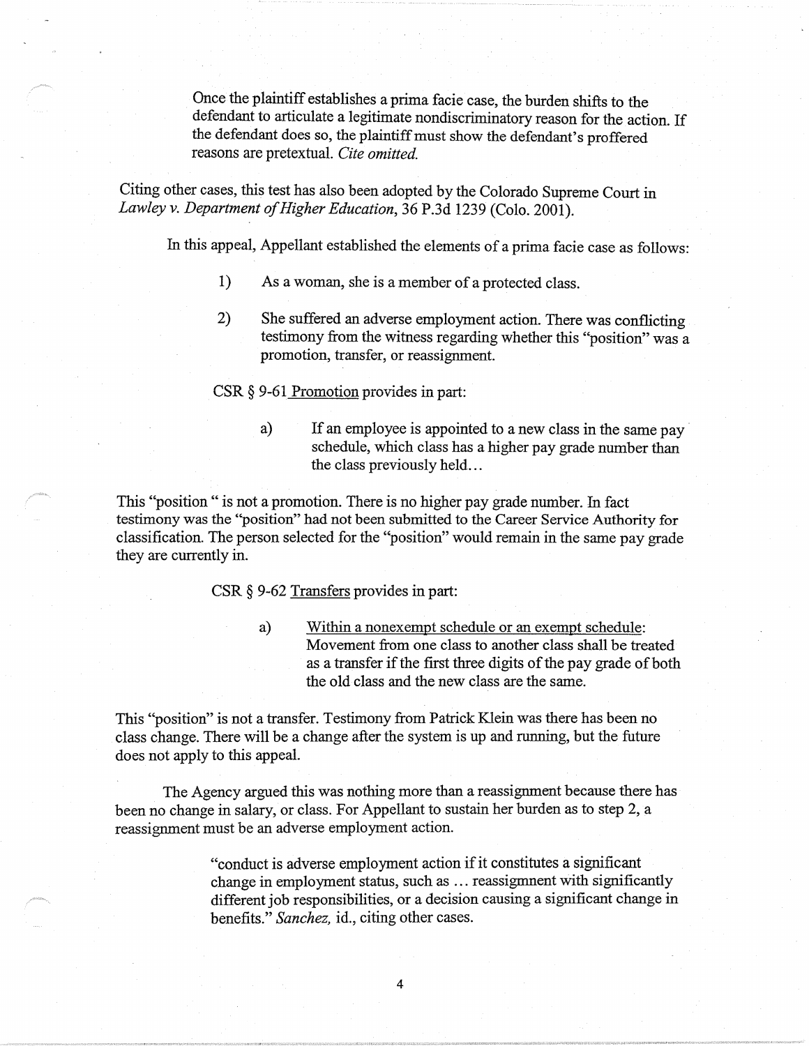> Once the plaintiff establishes a prima facie case, the burden shifts to the defendant to articulate a legitimate nondiscriminatory reason for the action. If the defendant does so, the plaintiff must show the defendant's proffered reasons are pretextual. *Cite omitted.*

Citing other cases, this test has also been adopted by the Colorado Supreme Court in *Lawley v. Department of Higher Education*, 36 P.3d 1239 (Colo. 2001).

In this appeal, Appellant established the elements of a prima facie case as follows:

1) As a woman, she is a member of a protected class.

2) She suffered an adverse employment action. There was conflicting testimony from the witness regarding whether this "position" was a promotion, transfer, or reassignment.

CSR § 9-61 Promotion provides in part:

> a) If an employee is appointed to a new class in the same pay schedule, which class has a higher pay grade number than the class previously held…

This "position " is not a promotion. There is no higher pay grade number. In fact testimony was the "position" had not been submitted to the Career Service Authority for classification. The person selected for the "position" would remain in the same pay grade they are currently in.

CSR § 9-62 Transfers provides in part:

> a) Within a nonexempt schedule or an exempt schedule: Movement from one class to another class shall be treated as a transfer if the first three digits of the pay grade of both the old class and the new class are the same.

This "position" is not a transfer. Testimony from Patrick Klein was there has been no class change. There will be a change after the system is up and running, but the future does not apply to this appeal.

The Agency argued this was nothing more than a reassignment because there has been no change in salary, or class. For Appellant to sustain her burden as to step 2, a reassignment must be an adverse employment action.

> "conduct is adverse employment action if it constitutes a significant change in employment status, such as … reassignment with significantly different job responsibilities, or a decision causing a significant change in benefits." *Sanchez,* id., citing other cases.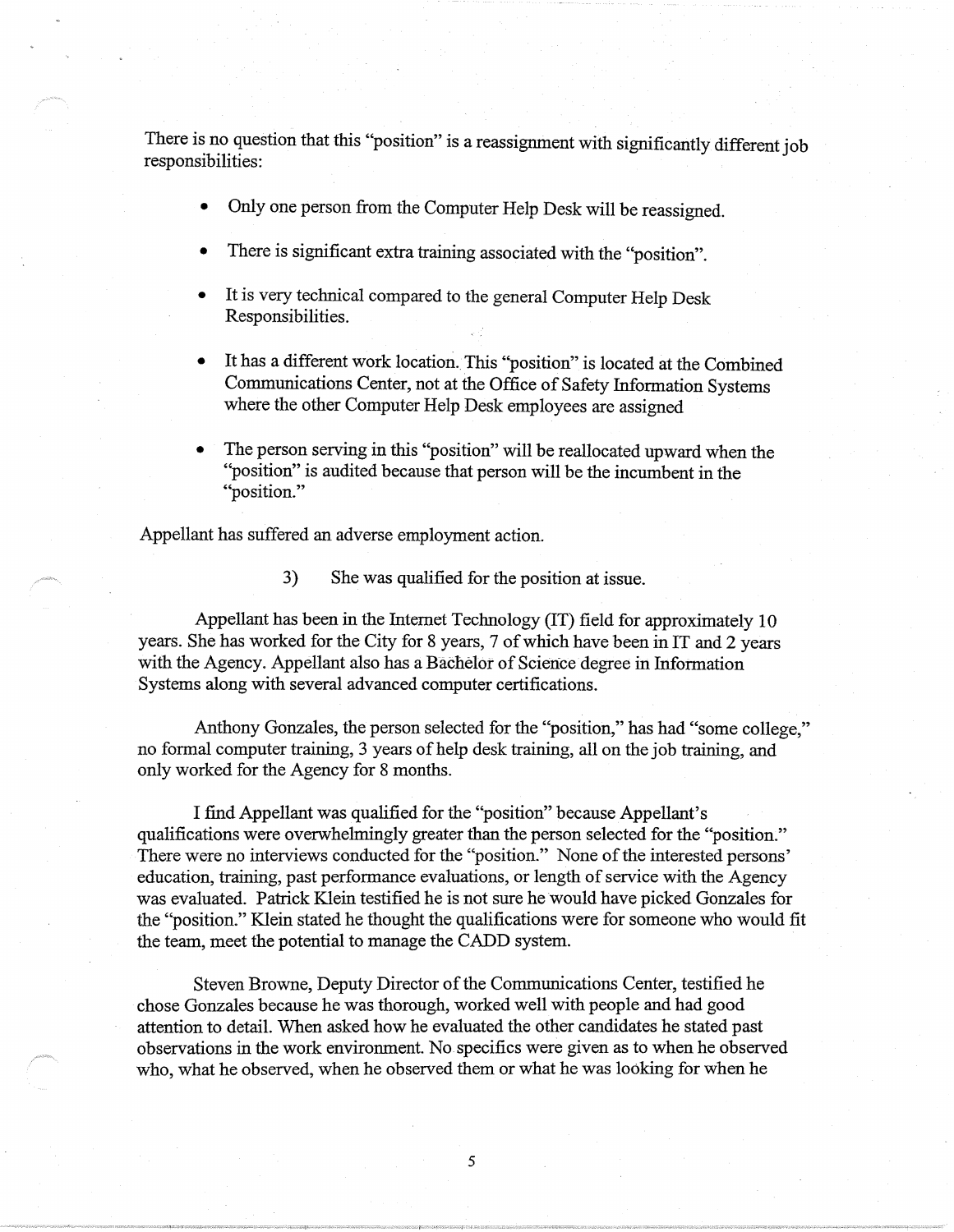There is no question that this "position" is a reassignment with significantly different job responsibilities:

- Only one person from the Computer Help Desk will be reassigned.
- There is significant extra training associated with the "position".
- It is very technical compared to the general Computer Help Desk Responsibilities.
- It has a different work location. This "position" is located at the Combined Communications Center, not at the Office of Safety Information Systems where the other Computer Help Desk employees are assigned
- The person serving in this "position" will be reallocated upward when the "position" is audited because that person will be the incumbent in the "position."

Appellant has suffered an adverse employment action.

3) She was qualified for the position at issue.

Appellant has been in the Internet Technology (IT) field for approximately 10 years. She has worked for the City for 8 years, 7 of which have been in IT and 2 years with the Agency. Appellant also has a Bachelor of Science degree in Information Systems along with several advanced computer certifications.

Anthony Gonzales, the person selected for the "position," has had "some college," no formal computer training, 3 years of help desk training, all on the job training, and only worked for the Agency for 8 months.

I find Appellant was qualified for the "position" because Appellant's qualifications were overwhelmingly greater than the person selected for the "position." There were no interviews conducted for the "position." None of the interested persons' education, training, past performance evaluations, or length of service with the Agency was evaluated. Patrick Klein testified he is not sure he would have picked Gonzales for the "position." Klein stated he thought the qualifications were for someone who would fit the team, meet the potential to manage the CADD system.

Steven Browne, Deputy Director of the Communications Center, testified he chose Gonzales because he was thorough, worked well with people and had good attention to detail. When asked how he evaluated the other candidates he stated past observations in the work environment. No specifics were given as to when he observed who, what he observed, when he observed them or what he was looking for when he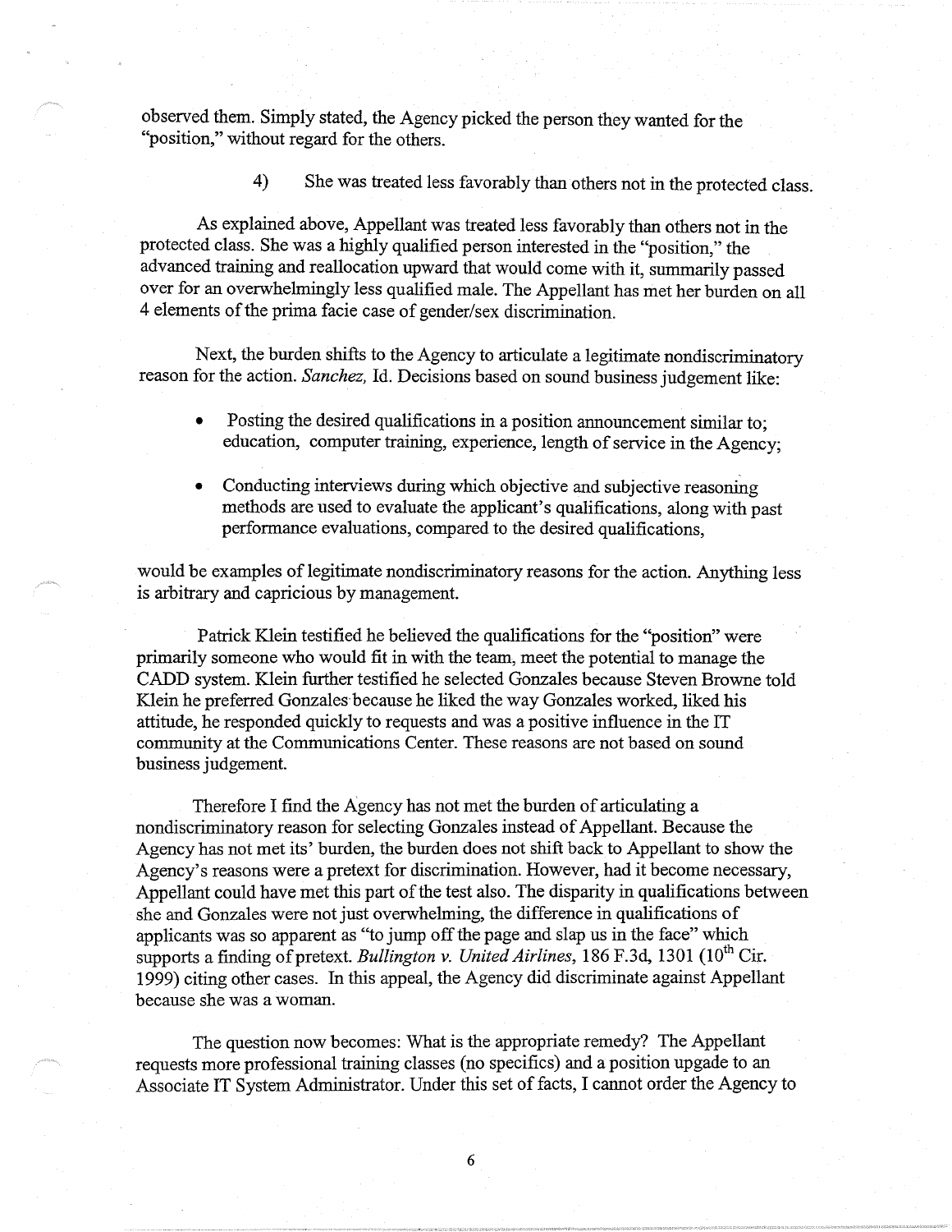observed them. Simply stated, the Agency picked the person they wanted for the "position," without regard for the others.

4) She was treated less favorably than others not in the protected class.

As explained above, Appellant was treated less favorably than others not in the protected class. She was a highly qualified person interested in the "position," the advanced training and reallocation upward that would come with it, summarily passed over for an overwhelmingly less qualified male. The Appellant has met her burden on all 4 elements of the prima facie case of gender/sex discrimination.

Next, the burden shifts to the Agency to articulate a legitimate nondiscriminatory reason for the action. *Sanchez,* Id. Decisions based on sound business judgement like:

- Posting the desired qualifications in a position announcement similar to; education, computer training, experience, length of service in the Agency;
- Conducting interviews during which objective and subjective reasoning methods are used to evaluate the applicant's qualifications, along with past performance evaluations, compared to the desired qualifications,

would be examples of legitimate nondiscriminatory reasons for the action. Anything less is arbitrary and capricious by management.

Patrick Klein testified he believed the qualifications for the "position" were primarily someone who would fit in with the team, meet the potential to manage the CADD system. Klein further testified he selected Gonzales because Steven Browne told Klein he preferred Gonzales because he liked the way Gonzales worked, liked his attitude, he responded quickly to requests and was a positive influence in the IT community at the Communications Center. These reasons are not based on sound business judgement.

Therefore I find the Agency has not met the burden of articulating a nondiscriminatory reason for selecting Gonzales instead of Appellant. Because the Agency has not met its' burden, the burden does not shift back to Appellant to show the Agency's reasons were a pretext for discrimination. However, had it become necessary, Appellant could have met this part of the test also. The disparity in qualifications between she and Gonzales were not just overwhelming, the difference in qualifications of applicants was so apparent as "to jump off the page and slap us in the face" which supports a finding of pretext. *Bullington v. United Airlines,* 186 F.3d, 1301 (10th Cir. 1999) citing other cases. In this appeal, the Agency did discriminate against Appellant because she was a woman.

The question now becomes: What is the appropriate remedy? The Appellant requests more professional training classes (no specifics) and a position upgrade to an Associate IT System Administrator. Under this set of facts, I cannot order the Agency to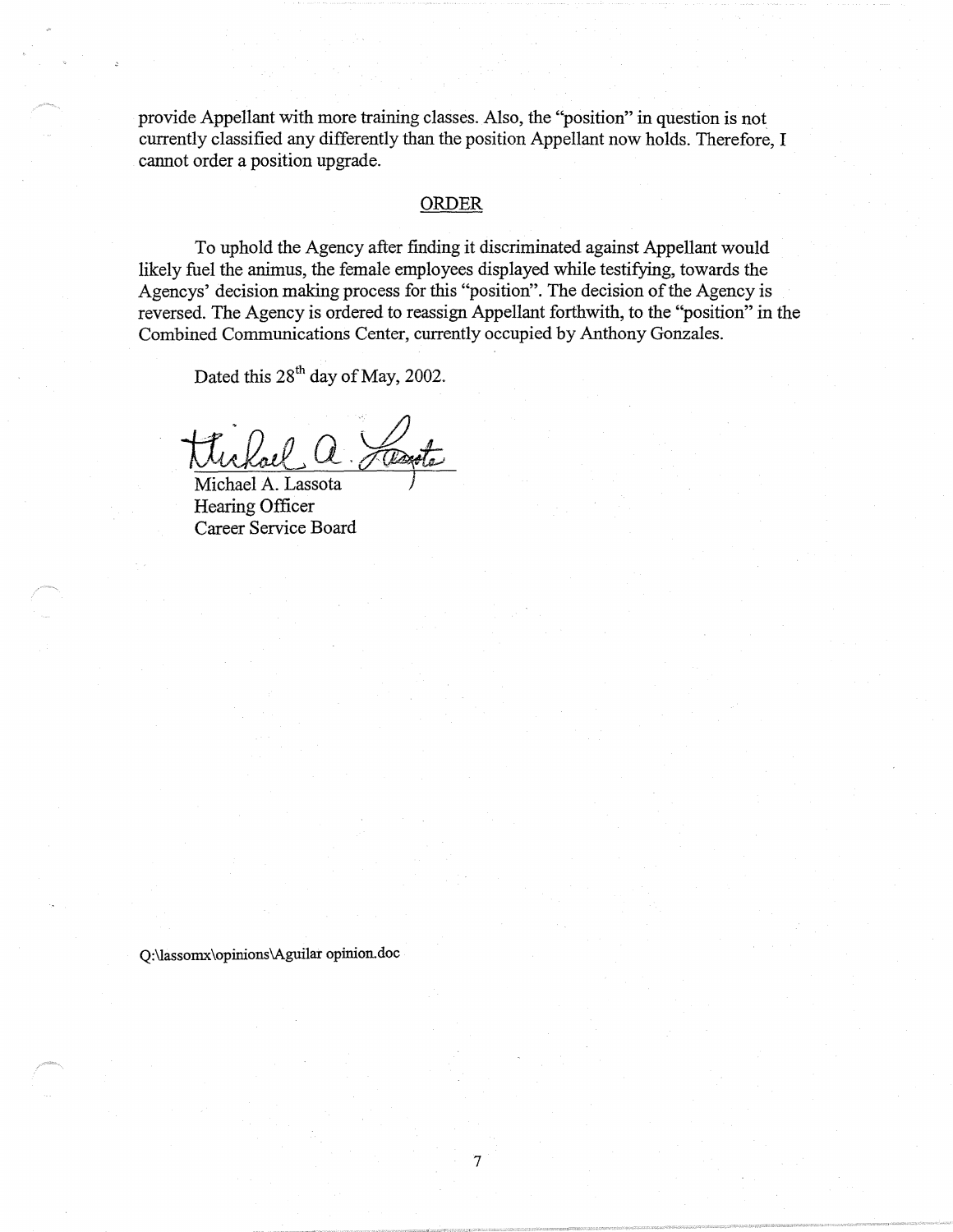provide Appellant with more training classes. Also, the "position" in question is not currently classified any differently than the position Appellant now holds. Therefore, I cannot order a position upgrade.

## ORDER

To uphold the Agency after finding it discriminated against Appellant would likely fuel the animus, the female employees displayed while testifying, towards the Agencys' decision making process for this "position". The decision of the Agency is reversed. The Agency is ordered to reassign Appellant forthwith, to the "position" in the Combined Communications Center, currently occupied by Anthony Gonzales.

Dated this 28th day of May, 2002.

Michael A. Lassota
Hearing Officer
Career Service Board

Q:\lassomx\opinions\Aguilar opinion.doc